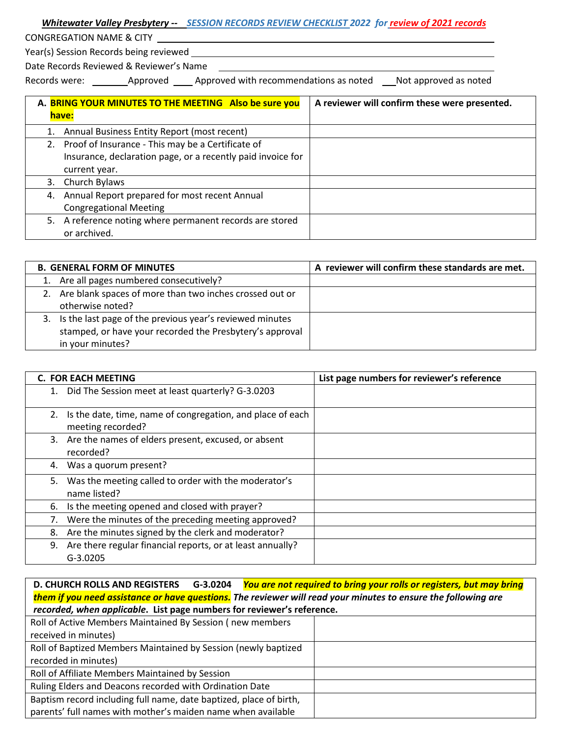***Whitewater Valley Presbytery --*** ***SESSION RECORDS REVIEW CHECKLIST 2022*** ***for review of 2021 records***

CONGREGATION NAME & CITY ______________________________________________

Year(s) Session Records being reviewed ______________________________________________

Date Records Reviewed & Reviewer's Name ______________________________________________

Records were: ________Approved ____ Approved with recommendations as noted ___Not approved as noted

| **A. BRING YOUR MINUTES TO THE MEETING Also be sure you have:** | **A reviewer will confirm these were presented.** |
|---|---|
| 1. Annual Business Entity Report (most recent) | |
| 2. Proof of Insurance - This may be a Certificate of Insurance, declaration page, or a recently paid invoice for current year. | |
| 3. Church Bylaws | |
| 4. Annual Report prepared for most recent Annual Congregational Meeting | |
| 5. A reference noting where permanent records are stored or archived. | |

| **B. GENERAL FORM OF MINUTES** | **A reviewer will confirm these standards are met.** |
|---|---|
| 1. Are all pages numbered consecutively? | |
| 2. Are blank spaces of more than two inches crossed out or otherwise noted? | |
| 3. Is the last page of the previous year's reviewed minutes stamped, or have your recorded the Presbytery's approval in your minutes? | |

| **C. FOR EACH MEETING** | **List page numbers for reviewer's reference** |
|---|---|
| 1. Did The Session meet at least quarterly? G-3.0203 | |
| 2. Is the date, time, name of congregation, and place of each meeting recorded? | |
| 3. Are the names of elders present, excused, or absent recorded? | |
| 4. Was a quorum present? | |
| 5. Was the meeting called to order with the moderator's name listed? | |
| 6. Is the meeting opened and closed with prayer? | |
| 7. Were the minutes of the preceding meeting approved? | |
| 8. Are the minutes signed by the clerk and moderator? | |
| 9. Are there regular financial reports, or at least annually? G-3.0205 | |

| **D. CHURCH ROLLS AND REGISTERS G-3.0204** ***You are not required to bring your rolls or registers, but may bring them if you need assistance or have questions. The reviewer will read your minutes to ensure the following are recorded, when applicable*. List page numbers for reviewer's reference.** | |
|---|---|
| Roll of Active Members Maintained By Session ( new members received in minutes) | |
| Roll of Baptized Members Maintained by Session (newly baptized recorded in minutes) | |
| Roll of Affiliate Members Maintained by Session | |
| Ruling Elders and Deacons recorded with Ordination Date | |
| Baptism record including full name, date baptized, place of birth, parents' full names with mother's maiden name when available | |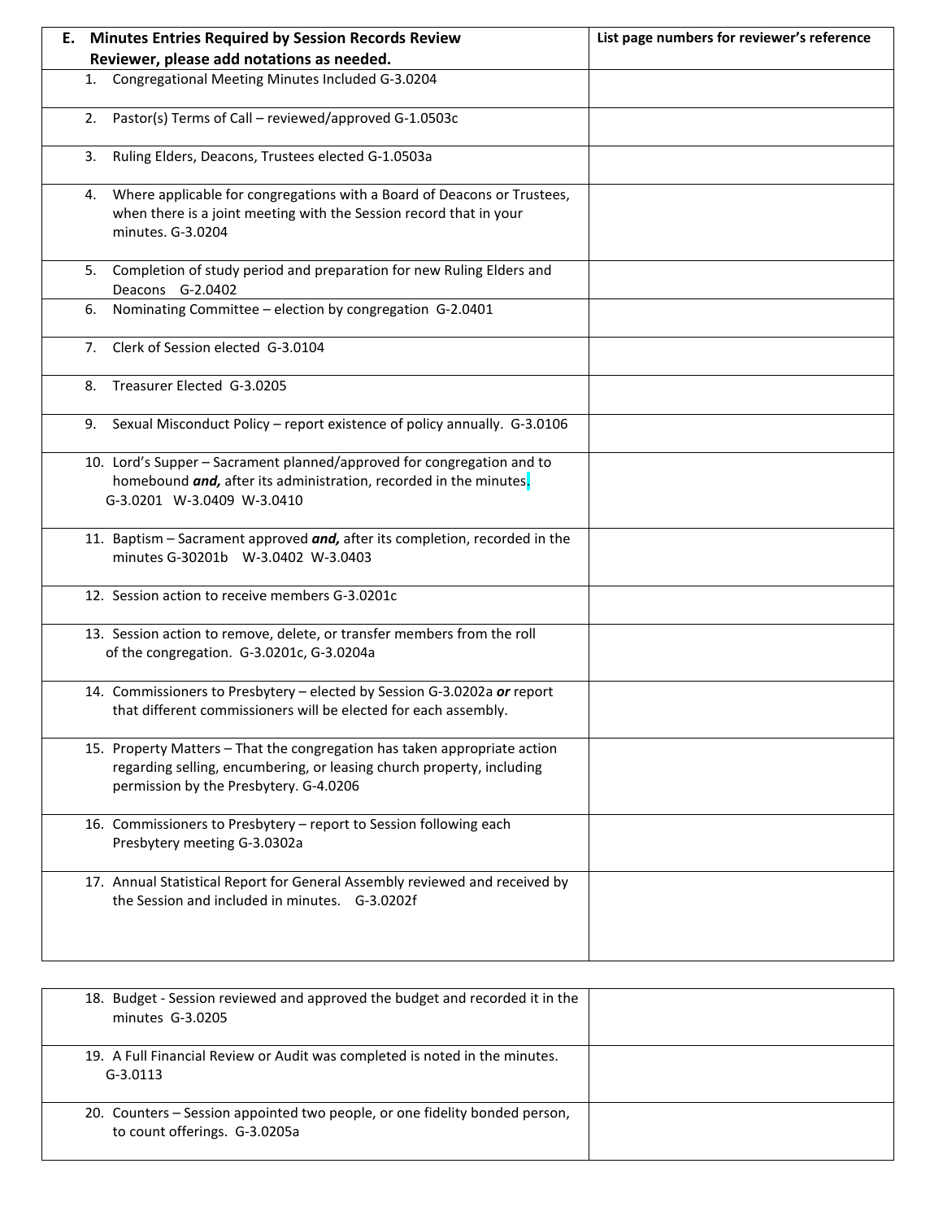| E. Minutes Entries Required by Session Records Review<br>Reviewer, please add notations as needed. | List page numbers for reviewer's reference |
|---|---|
| 1. Congregational Meeting Minutes Included G-3.0204 | |
| 2. Pastor(s) Terms of Call – reviewed/approved G-1.0503c | |
| 3. Ruling Elders, Deacons, Trustees elected G-1.0503a | |
| 4. Where applicable for congregations with a Board of Deacons or Trustees, when there is a joint meeting with the Session record that in your minutes. G-3.0204 | |
| 5. Completion of study period and preparation for new Ruling Elders and Deacons G-2.0402 | |
| 6. Nominating Committee – election by congregation G-2.0401 | |
| 7. Clerk of Session elected G-3.0104 | |
| 8. Treasurer Elected G-3.0205 | |
| 9. Sexual Misconduct Policy – report existence of policy annually. G-3.0106 | |
| 10. Lord's Supper – Sacrament planned/approved for congregation and to homebound ***and,*** after its administration, recorded in the minutes. G-3.0201 W-3.0409 W-3.0410 | |
| 11. Baptism – Sacrament approved ***and,*** after its completion, recorded in the minutes G-30201b W-3.0402 W-3.0403 | |
| 12. Session action to receive members G-3.0201c | |
| 13. Session action to remove, delete, or transfer members from the roll of the congregation. G-3.0201c, G-3.0204a | |
| 14. Commissioners to Presbytery – elected by Session G-3.0202a ***or*** report that different commissioners will be elected for each assembly. | |
| 15. Property Matters – That the congregation has taken appropriate action regarding selling, encumbering, or leasing church property, including permission by the Presbytery. G-4.0206 | |
| 16. Commissioners to Presbytery – report to Session following each Presbytery meeting G-3.0302a | |
| 17. Annual Statistical Report for General Assembly reviewed and received by the Session and included in minutes. G-3.0202f | |
| 18. Budget - Session reviewed and approved the budget and recorded it in the minutes G-3.0205 | |
| 19. A Full Financial Review or Audit was completed is noted in the minutes. G-3.0113 | |
| 20. Counters – Session appointed two people, or one fidelity bonded person, to count offerings. G-3.0205a | |